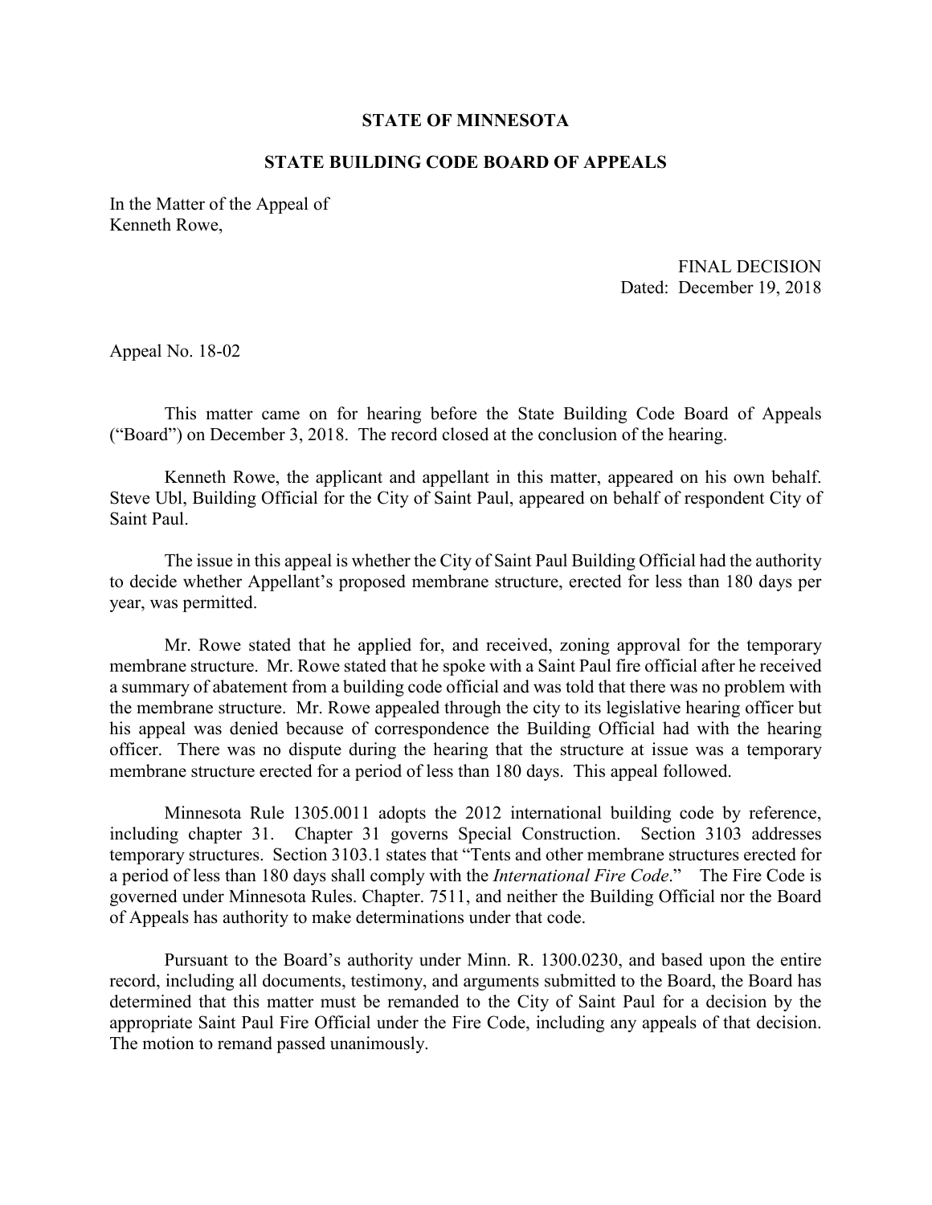**STATE OF MINNESOTA**

**STATE BUILDING CODE BOARD OF APPEALS**

In the Matter of the Appeal of
Kenneth Rowe,

FINAL DECISION
Dated: December 19, 2018

Appeal No. 18-02

This matter came on for hearing before the State Building Code Board of Appeals ("Board") on December 3, 2018. The record closed at the conclusion of the hearing.

Kenneth Rowe, the applicant and appellant in this matter, appeared on his own behalf. Steve Ubl, Building Official for the City of Saint Paul, appeared on behalf of respondent City of Saint Paul.

The issue in this appeal is whether the City of Saint Paul Building Official had the authority to decide whether Appellant's proposed membrane structure, erected for less than 180 days per year, was permitted.

Mr. Rowe stated that he applied for, and received, zoning approval for the temporary membrane structure. Mr. Rowe stated that he spoke with a Saint Paul fire official after he received a summary of abatement from a building code official and was told that there was no problem with the membrane structure. Mr. Rowe appealed through the city to its legislative hearing officer but his appeal was denied because of correspondence the Building Official had with the hearing officer. There was no dispute during the hearing that the structure at issue was a temporary membrane structure erected for a period of less than 180 days. This appeal followed.

Minnesota Rule 1305.0011 adopts the 2012 international building code by reference, including chapter 31. Chapter 31 governs Special Construction. Section 3103 addresses temporary structures. Section 3103.1 states that "Tents and other membrane structures erected for a period of less than 180 days shall comply with the *International Fire Code*." The Fire Code is governed under Minnesota Rules. Chapter. 7511, and neither the Building Official nor the Board of Appeals has authority to make determinations under that code.

Pursuant to the Board's authority under Minn. R. 1300.0230, and based upon the entire record, including all documents, testimony, and arguments submitted to the Board, the Board has determined that this matter must be remanded to the City of Saint Paul for a decision by the appropriate Saint Paul Fire Official under the Fire Code, including any appeals of that decision. The motion to remand passed unanimously.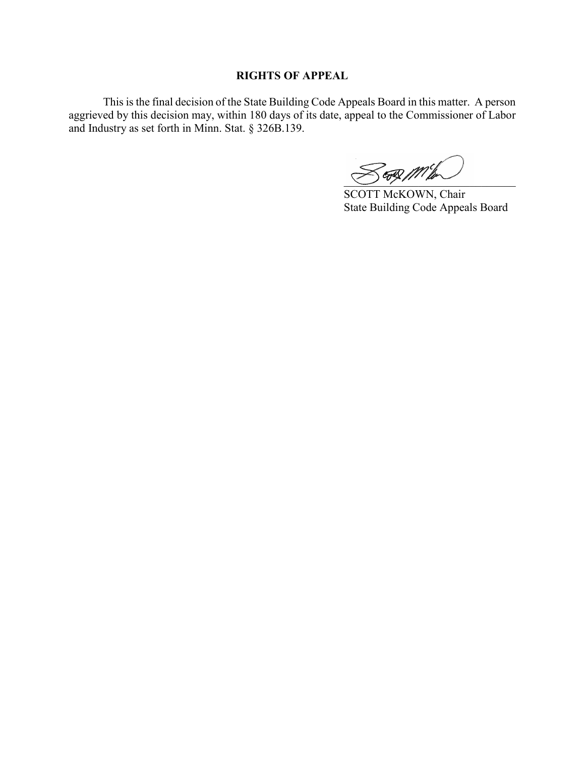## RIGHTS OF APPEAL

This is the final decision of the State Building Code Appeals Board in this matter. A person aggrieved by this decision may, within 180 days of its date, appeal to the Commissioner of Labor and Industry as set forth in Minn. Stat. § 326B.139.

SCOTT McKOWN, Chair
State Building Code Appeals Board